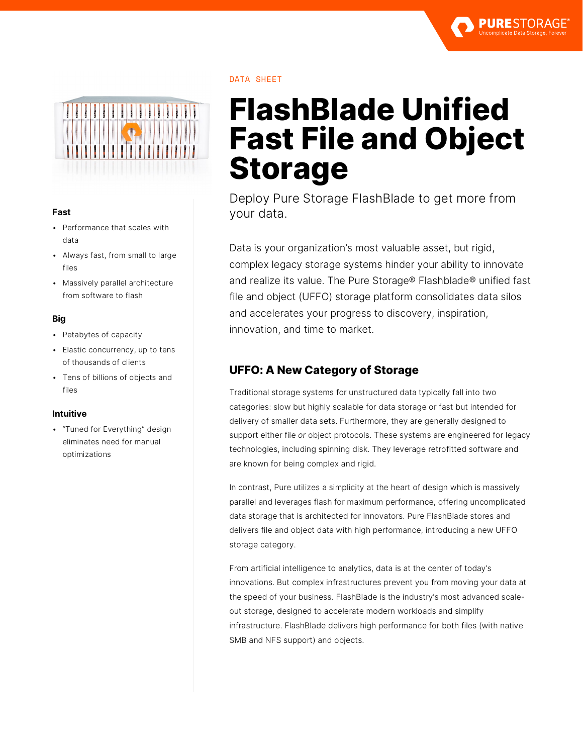DATA SHEET

# FlashBlade Unified Fast File and Object Storage

Deploy Pure Storage FlashBlade to get more from your data.

**Fast**

- Performance that scales with data
- Always fast, from small to large files
- Massively parallel architecture from software to flash

**Big**

- Petabytes of capacity
- Elastic concurrency, up to tens of thousands of clients
- Tens of billions of objects and files

**Intuitive**

- "Tuned for Everything" design eliminates need for manual optimizations

Data is your organization's most valuable asset, but rigid, complex legacy storage systems hinder your ability to innovate and realize its value. The Pure Storage® Flashblade® unified fast file and object (UFFO) storage platform consolidates data silos and accelerates your progress to discovery, inspiration, innovation, and time to market.

## UFFO: A New Category of Storage

Traditional storage systems for unstructured data typically fall into two categories: slow but highly scalable for data storage or fast but intended for delivery of smaller data sets. Furthermore, they are generally designed to support either file *or* object protocols. These systems are engineered for legacy technologies, including spinning disk. They leverage retrofitted software and are known for being complex and rigid.

In contrast, Pure utilizes a simplicity at the heart of design which is massively parallel and leverages flash for maximum performance, offering uncomplicated data storage that is architected for innovators. Pure FlashBlade stores and delivers file and object data with high performance, introducing a new UFFO storage category.

From artificial intelligence to analytics, data is at the center of today's innovations. But complex infrastructures prevent you from moving your data at the speed of your business. FlashBlade is the industry's most advanced scale-out storage, designed to accelerate modern workloads and simplify infrastructure. FlashBlade delivers high performance for both files (with native SMB and NFS support) and objects.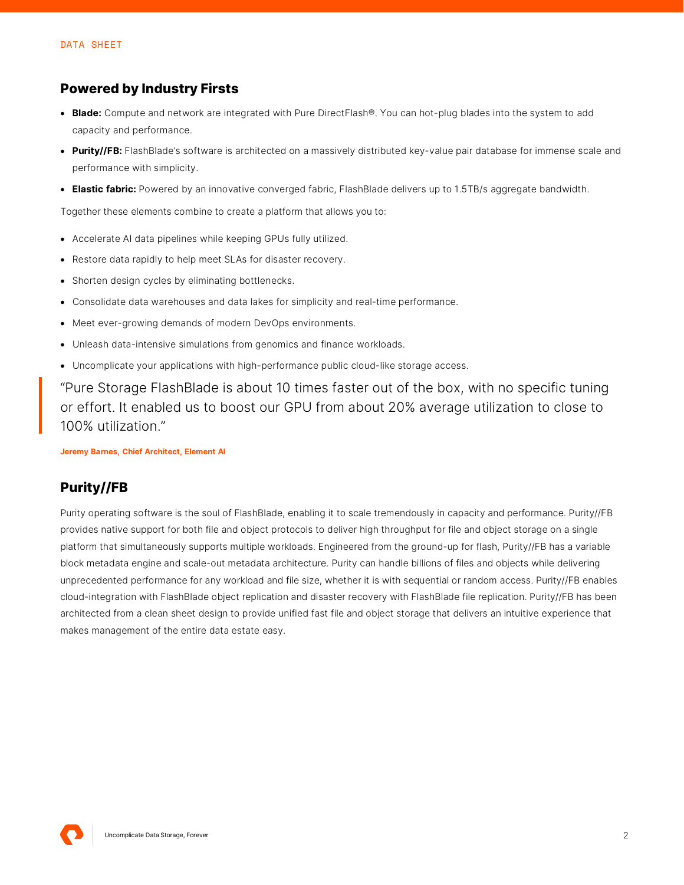## Powered by Industry Firsts

- **Blade:** Compute and network are integrated with Pure DirectFlash®. You can hot-plug blades into the system to add capacity and performance.
- **Purity//FB:** FlashBlade's software is architected on a massively distributed key-value pair database for immense scale and performance with simplicity.
- **Elastic fabric:** Powered by an innovative converged fabric, FlashBlade delivers up to 1.5TB/s aggregate bandwidth.

Together these elements combine to create a platform that allows you to:

- Accelerate AI data pipelines while keeping GPUs fully utilized.
- Restore data rapidly to help meet SLAs for disaster recovery.
- Shorten design cycles by eliminating bottlenecks.
- Consolidate data warehouses and data lakes for simplicity and real-time performance.
- Meet ever-growing demands of modern DevOps environments.
- Unleash data-intensive simulations from genomics and finance workloads.
- Uncomplicate your applications with high-performance public cloud-like storage access.

> "Pure Storage FlashBlade is about 10 times faster out of the box, with no specific tuning or effort. It enabled us to boost our GPU from about 20% average utilization to close to 100% utilization."
>
> **Jeremy Barnes, Chief Architect, Element AI**

## Purity//FB

Purity operating software is the soul of FlashBlade, enabling it to scale tremendously in capacity and performance. Purity//FB provides native support for both file and object protocols to deliver high throughput for file and object storage on a single platform that simultaneously supports multiple workloads. Engineered from the ground-up for flash, Purity//FB has a variable block metadata engine and scale-out metadata architecture. Purity can handle billions of files and objects while delivering unprecedented performance for any workload and file size, whether it is with sequential or random access. Purity//FB enables cloud-integration with FlashBlade object replication and disaster recovery with FlashBlade file replication. Purity//FB has been architected from a clean sheet design to provide unified fast file and object storage that delivers an intuitive experience that makes management of the entire data estate easy.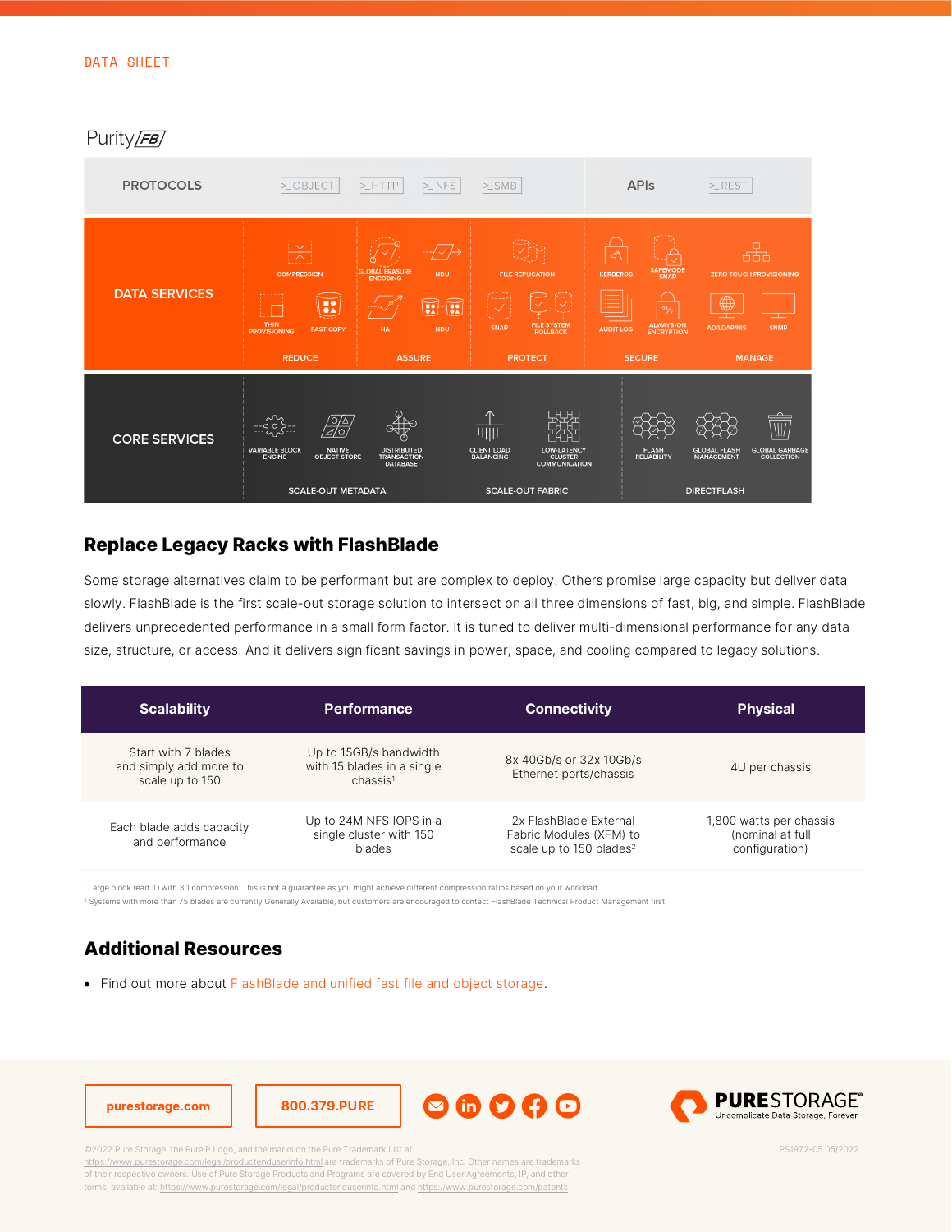DATA SHEET

Purity//FB

| PROTOCOLS | >_OBJECT | >_HTTP | >_NFS | >_SMB | APIs | >_REST |
|---|---|---|---|---|---|---|

**DATA SERVICES**

| REDUCE | ASSURE | PROTECT | SECURE | MANAGE |
|---|---|---|---|---|
| COMPRESSION | GLOBAL ERASURE ENCODING | FILE REPLICATION | KERBEROS | ZERO TOUCH PROVISIONING |
| THIN PROVISIONING | NDU | SNAP | SAFEMODE SNAP | AD/LDAP/NIS |
| FAST COPY | HA | FILE SYSTEM ROLLBACK | AUDIT LOG | SNMP |
| | NDU | | ALWAYS-ON ENCRYPTION | |

**CORE SERVICES**

| SCALE-OUT METADATA | SCALE-OUT FABRIC | DIRECTFLASH |
|---|---|---|
| VARIABLE BLOCK ENGINE | CLIENT LOAD BALANCING | FLASH RELIABILITY |
| NATIVE OBJECT STORE | LOW-LATENCY CLUSTER COMMUNICATION | GLOBAL FLASH MANAGEMENT |
| DISTRIBUTED TRANSACTION DATABASE | | GLOBAL GARBAGE COLLECTION |

## Replace Legacy Racks with FlashBlade

Some storage alternatives claim to be performant but are complex to deploy. Others promise large capacity but deliver data slowly. FlashBlade is the first scale-out storage solution to intersect on all three dimensions of fast, big, and simple. FlashBlade delivers unprecedented performance in a small form factor. It is tuned to deliver multi-dimensional performance for any data size, structure, or access. And it delivers significant savings in power, space, and cooling compared to legacy solutions.

| Scalability | Performance | Connectivity | Physical |
|---|---|---|---|
| Start with 7 blades and simply add more to scale up to 150 | Up to 15GB/s bandwidth with 15 blades in a single chassis[1] | 8x 40Gb/s or 32x 10Gb/s Ethernet ports/chassis | 4U per chassis |
| Each blade adds capacity and performance | Up to 24M NFS IOPS in a single cluster with 150 blades | 2x FlashBlade External Fabric Modules (XFM) to scale up to 150 blades[2] | 1,800 watts per chassis (nominal at full configuration) |

[1] Large block read IO with 3:1 compression. This is not a guarantee as you might achieve different compression ratios based on your workload.

[2] Systems with more than 75 blades are currently Generally Available, but customers are encouraged to contact FlashBlade Technical Product Management first.

## Additional Resources

- Find out more about FlashBlade and unified fast file and object storage.

purestorage.com

800.379.PURE

PURESTORAGE® Uncomplicate Data Storage, Forever

©2022 Pure Storage, the Pure P Logo, and the marks on the Pure Trademark List at https://www.purestorage.com/legal/productenduserinfo.html are trademarks of Pure Storage, Inc. Other names are trademarks of their respective owners. Use of Pure Storage Products and Programs are covered by End User Agreements, IP, and other terms, available at: https://www.purestorage.com/legal/productenduserinfo.html and https://www.purestorage.com/patents

PS1972-05 05/2022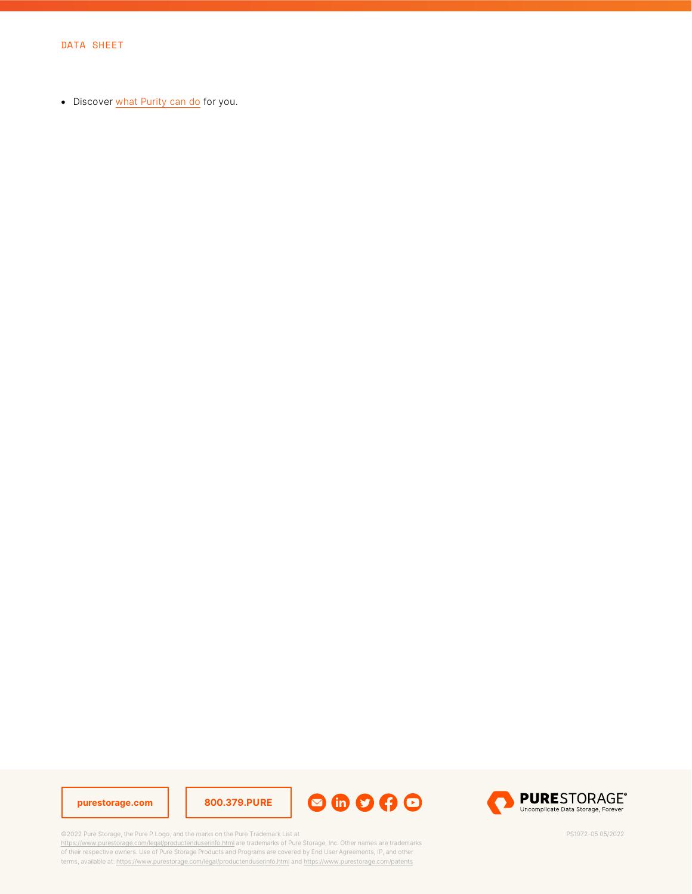- Discover what Purity can do for you.

purestorage.com

800.379.PURE

©2022 Pure Storage, the Pure P Logo, and the marks on the Pure Trademark List at https://www.purestorage.com/legal/productenduserinfo.html are trademarks of Pure Storage, Inc. Other names are trademarks of their respective owners. Use of Pure Storage Products and Programs are covered by End User Agreements, IP, and other terms, available at: https://www.purestorage.com/legal/productenduserinfo.html and https://www.purestorage.com/patents

PS1972-05 05/2022